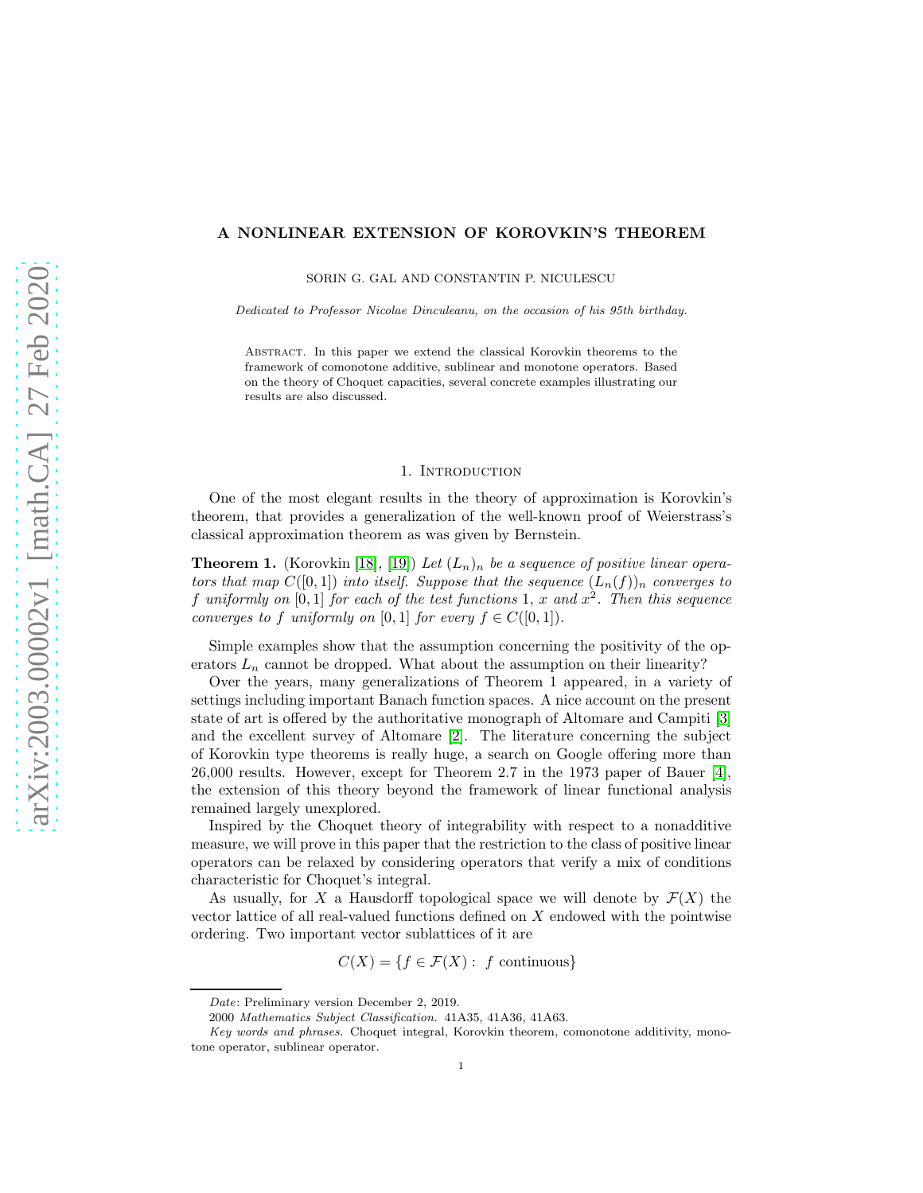# A NONLINEAR EXTENSION OF KOROVKIN'S THEOREM

SORIN G. GAL AND CONSTANTIN P. NICULESCU

*Dedicated to Professor Nicolae Dinculeanu, on the occasion of his 95th birthday.*

Abstract. In this paper we extend the classical Korovkin theorems to the framework of comonotone additive, sublinear and monotone operators. Based on the theory of Choquet capacities, several concrete examples illustrating our results are also discussed.

## 1. Introduction

One of the most elegant results in the theory of approximation is Korovkin's theorem, that provides a generalization of the well-known proof of Weierstrass's classical approximation theorem as was given by Bernstein.

**Theorem 1.** (Korovkin [18], [19]) *Let $(L_n)_n$ be a sequence of positive linear operators that map $C([0,1])$ into itself. Suppose that the sequence $(L_n(f))_n$ converges to $f$ uniformly on $[0,1]$ for each of the test functions $1$, $x$ and $x^2$. Then this sequence converges to $f$ uniformly on $[0,1]$ for every $f \in C([0,1])$.*

Simple examples show that the assumption concerning the positivity of the operators $L_n$ cannot be dropped. What about the assumption on their linearity?

Over the years, many generalizations of Theorem 1 appeared, in a variety of settings including important Banach function spaces. A nice account on the present state of art is offered by the authoritative monograph of Altomare and Campiti [3] and the excellent survey of Altomare [2]. The literature concerning the subject of Korovkin type theorems is really huge, a search on Google offering more than 26,000 results. However, except for Theorem 2.7 in the 1973 paper of Bauer [4], the extension of this theory beyond the framework of linear functional analysis remained largely unexplored.

Inspired by the Choquet theory of integrability with respect to a nonadditive measure, we will prove in this paper that the restriction to the class of positive linear operators can be relaxed by considering operators that verify a mix of conditions characteristic for Choquet's integral.

As usually, for $X$ a Hausdorff topological space we will denote by $\mathcal{F}(X)$ the vector lattice of all real-valued functions defined on $X$ endowed with the pointwise ordering. Two important vector sublattices of it are

$$C(X) = \{f \in \mathcal{F}(X) : \ f \text{ continuous}\}$$

---

*Date*: Preliminary version December 2, 2019.

2000 *Mathematics Subject Classification.* 41A35, 41A36, 41A63.

*Key words and phrases.* Choquet integral, Korovkin theorem, comonotone additivity, monotone operator, sublinear operator.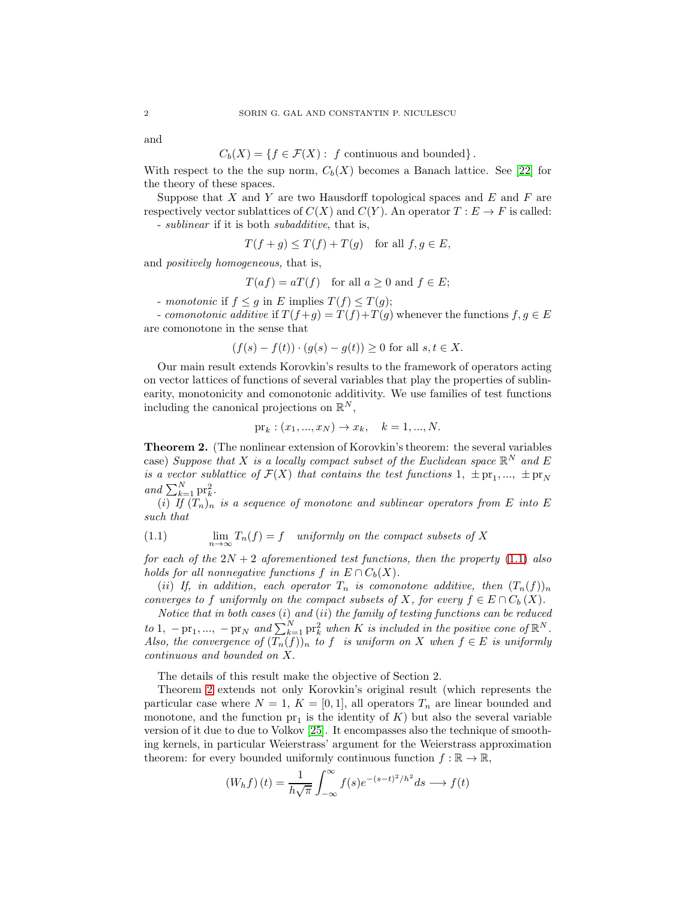and

$$C_b(X) = \{f \in \mathcal{F}(X) : \ f \text{ continuous and bounded}\}.$$

With respect to the the sup norm, $C_b(X)$ becomes a Banach lattice. See [22] for the theory of these spaces.

Suppose that $X$ and $Y$ are two Hausdorff topological spaces and $E$ and $F$ are respectively vector sublattices of $C(X)$ and $C(Y)$. An operator $T : E \to F$ is called:

- *sublinear* if it is both *subadditive*, that is,

$$T(f+g) \leq T(f) + T(g) \quad \text{for all } f, g \in E,$$

and *positively homogeneous,* that is,

$$T(af) = aT(f) \quad \text{for all } a \geq 0 \text{ and } f \in E;$$

- *monotonic* if $f \leq g$ in $E$ implies $T(f) \leq T(g)$;

- *comonotonic additive* if $T(f+g) = T(f)+T(g)$ whenever the functions $f, g \in E$ are comonotone in the sense that

$$(f(s) - f(t)) \cdot (g(s) - g(t)) \geq 0 \text{ for all } s, t \in X.$$

Our main result extends Korovkin's results to the framework of operators acting on vector lattices of functions of several variables that play the properties of sublinearity, monotonicity and comonotonic additivity. We use families of test functions including the canonical projections on $\mathbb{R}^N$,

$$\mathrm{pr}_k : (x_1, ..., x_N) \to x_k, \quad k = 1, ..., N.$$

**Theorem 2.** (The nonlinear extension of Korovkin's theorem: the several variables case) *Suppose that $X$ is a locally compact subset of the Euclidean space $\mathbb{R}^N$ and $E$ is a vector sublattice of $\mathcal{F}(X)$ that contains the test functions $1, \ \pm \mathrm{pr}_1, ..., \ \pm \mathrm{pr}_N$ and $\sum_{k=1}^{N} \mathrm{pr}_k^2$.*

$(i)$ *If $(T_n)_n$ is a sequence of monotone and sublinear operators from $E$ into $E$ such that*

$$\lim_{n\to\infty} T_n(f) = f \quad \textit{uniformly on the compact subsets of } X \tag{1.1}$$

*for each of the $2N+2$ aforementioned test functions, then the property (1.1) also holds for all nonnegative functions $f$ in $E \cap C_b(X)$.*

$(ii)$ *If, in addition, each operator $T_n$ is comonotone additive, then $(T_n(f))_n$ converges to $f$ uniformly on the compact subsets of $X$, for every $f \in E \cap C_b(X)$.*

*Notice that in both cases $(i)$ and $(ii)$ the family of testing functions can be reduced to $1, \ -\mathrm{pr}_1, ..., \ -\mathrm{pr}_N$ and $\sum_{k=1}^{N} \mathrm{pr}_k^2$ when $K$ is included in the positive cone of $\mathbb{R}^N$. Also, the convergence of $(T_n(f))_n$ to $f$ is uniform on $X$ when $f \in E$ is uniformly continuous and bounded on $X$.*

The details of this result make the objective of Section 2.

Theorem 2 extends not only Korovkin's original result (which represents the particular case where $N = 1$, $K = [0, 1]$, all operators $T_n$ are linear bounded and monotone, and the function $\mathrm{pr}_1$ is the identity of $K$) but also the several variable version of it due to due to Volkov [25]. It encompasses also the technique of smoothing kernels, in particular Weierstrass' argument for the Weierstrass approximation theorem: for every bounded uniformly continuous function $f : \mathbb{R} \to \mathbb{R}$,

$$(W_h f)(t) = \frac{1}{h\sqrt{\pi}} \int_{-\infty}^{\infty} f(s) e^{-(s-t)^2/h^2} ds \longrightarrow f(t)$$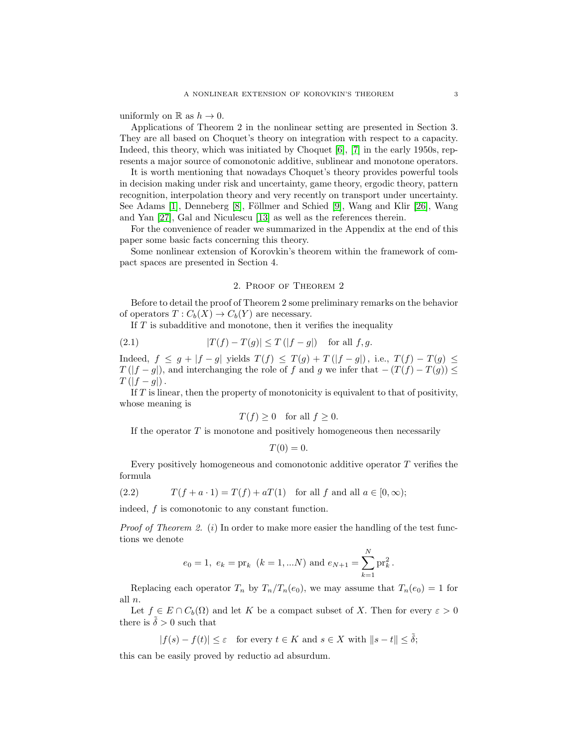uniformly on $\mathbb{R}$ as $h \to 0$.

Applications of Theorem 2 in the nonlinear setting are presented in Section 3. They are all based on Choquet's theory on integration with respect to a capacity. Indeed, this theory, which was initiated by Choquet [6], [7] in the early 1950s, represents a major source of comonotonic additive, sublinear and monotone operators.

It is worth mentioning that nowadays Choquet's theory provides powerful tools in decision making under risk and uncertainty, game theory, ergodic theory, pattern recognition, interpolation theory and very recently on transport under uncertainty. See Adams [1], Denneberg [8], Föllmer and Schied [9], Wang and Klir [26], Wang and Yan [27], Gal and Niculescu [13] as well as the references therein.

For the convenience of reader we summarized in the Appendix at the end of this paper some basic facts concerning this theory.

Some nonlinear extension of Korovkin's theorem within the framework of compact spaces are presented in Section 4.

## 2. Proof of Theorem 2

Before to detail the proof of Theorem 2 some preliminary remarks on the behavior of operators $T : C_b(X) \to C_b(Y)$ are necessary.

If $T$ is subadditive and monotone, then it verifies the inequality

$$|T(f) - T(g)| \leq T(|f - g|) \quad \text{for all } f, g. \tag{2.1}$$

Indeed, $f \leq g + |f - g|$ yields $T(f) \leq T(g) + T(|f - g|)$, i.e., $T(f) - T(g) \leq T(|f - g|)$, and interchanging the role of $f$ and $g$ we infer that $-(T(f) - T(g)) \leq T(|f - g|)$.

If $T$ is linear, then the property of monotonicity is equivalent to that of positivity, whose meaning is

$$T(f) \geq 0 \quad \text{for all } f \geq 0.$$

If the operator $T$ is monotone and positively homogeneous then necessarily

$$T(0) = 0.$$

Every positively homogeneous and comonotonic additive operator $T$ verifies the formula

$$T(f + a \cdot 1) = T(f) + aT(1) \quad \text{for all } f \text{ and all } a \in [0, \infty); \tag{2.2}$$

indeed, $f$ is comonotonic to any constant function.

*Proof of Theorem 2.* $(i)$ In order to make more easier the handling of the test functions we denote

$$e_0 = 1, \; e_k = \mathrm{pr}_k \; (k = 1, ...N) \text{ and } e_{N+1} = \sum_{k=1}^{N} \mathrm{pr}_k^2.$$

Replacing each operator $T_n$ by $T_n / T_n(e_0)$, we may assume that $T_n(e_0) = 1$ for all $n$.

Let $f \in E \cap C_b(\Omega)$ and let $K$ be a compact subset of $X$. Then for every $\varepsilon > 0$ there is $\tilde{\delta} > 0$ such that

$$|f(s) - f(t)| \leq \varepsilon \quad \text{for every } t \in K \text{ and } s \in X \text{ with } \|s - t\| \leq \tilde{\delta};$$

this can be easily proved by reductio ad absurdum.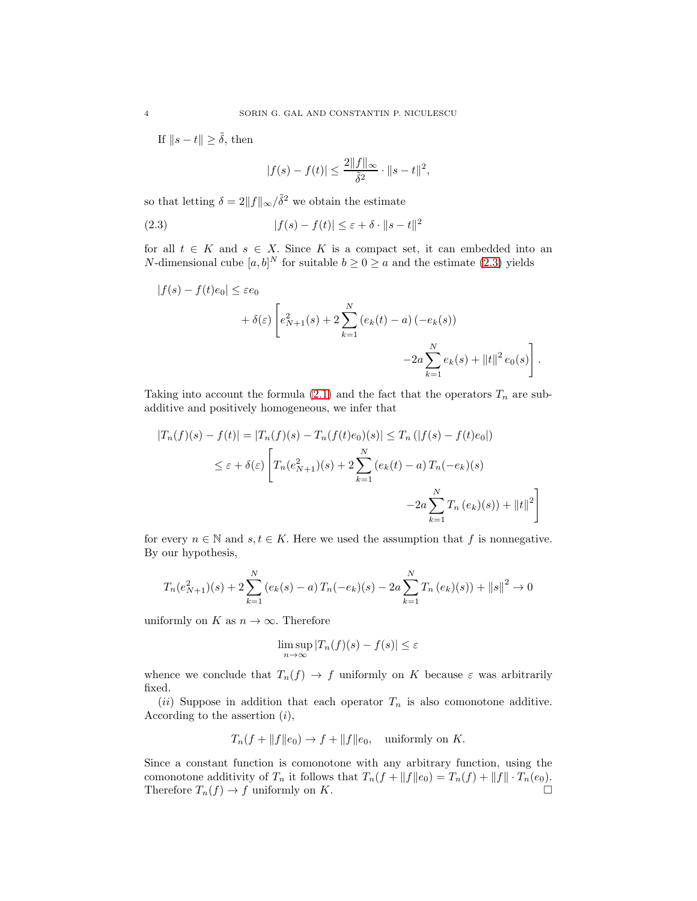If $\|s - t\| \geq \tilde{\delta}$, then

$$|f(s) - f(t)| \leq \frac{2\|f\|_\infty}{\tilde{\delta}^2} \cdot \|s - t\|^2,$$

so that letting $\delta = 2\|f\|_\infty / \tilde{\delta}^2$ we obtain the estimate

$$|f(s) - f(t)| \leq \varepsilon + \delta \cdot \|s - t\|^2 \tag{2.3}$$

for all $t \in K$ and $s \in X$. Since $K$ is a compact set, it can embedded into an $N$-dimensional cube $[a, b]^N$ for suitable $b \geq 0 \geq a$ and the estimate (2.3) yields

$$\begin{aligned} |f(s) - f(t)e_0| \leq \varepsilon e_0 & \\ + \delta(\varepsilon) & \left[ e_{N+1}^2(s) + 2 \sum_{k=1}^{N} (e_k(t) - a)(-e_k(s)) \right. \\ & \left. -2a \sum_{k=1}^{N} e_k(s) + \|t\|^2 e_0(s) \right]. \end{aligned}$$

Taking into account the formula (2.1) and the fact that the operators $T_n$ are subadditive and positively homogeneous, we infer that

$$\begin{aligned} |T_n(f)(s) - f(t)| &= |T_n(f)(s) - T_n(f(t)e_0)(s)| \leq T_n(|f(s) - f(t)e_0|) \\ &\leq \varepsilon + \delta(\varepsilon) \left[ T_n(e_{N+1}^2)(s) + 2 \sum_{k=1}^{N} (e_k(t) - a) T_n(-e_k)(s) \right. \\ & \qquad \left. -2a \sum_{k=1}^{N} T_n(e_k)(s)) + \|t\|^2 \right] \end{aligned}$$

for every $n \in \mathbb{N}$ and $s, t \in K$. Here we used the assumption that $f$ is nonnegative. By our hypothesis,

$$T_n(e_{N+1}^2)(s) + 2 \sum_{k=1}^{N} (e_k(s) - a) T_n(-e_k)(s) - 2a \sum_{k=1}^{N} T_n(e_k)(s)) + \|s\|^2 \to 0$$

uniformly on $K$ as $n \to \infty$. Therefore

$$\limsup_{n \to \infty} |T_n(f)(s) - f(s)| \leq \varepsilon$$

whence we conclude that $T_n(f) \to f$ uniformly on $K$ because $\varepsilon$ was arbitrarily fixed.

$(ii)$ Suppose in addition that each operator $T_n$ is also comonotone additive. According to the assertion $(i)$,

$$T_n(f + \|f\|e_0) \to f + \|f\|e_0, \quad \text{uniformly on } K.$$

Since a constant function is comonotone with any arbitrary function, using the comonotone additivity of $T_n$ it follows that $T_n(f + \|f\|e_0) = T_n(f) + \|f\| \cdot T_n(e_0)$. Therefore $T_n(f) \to f$ uniformly on $K$. □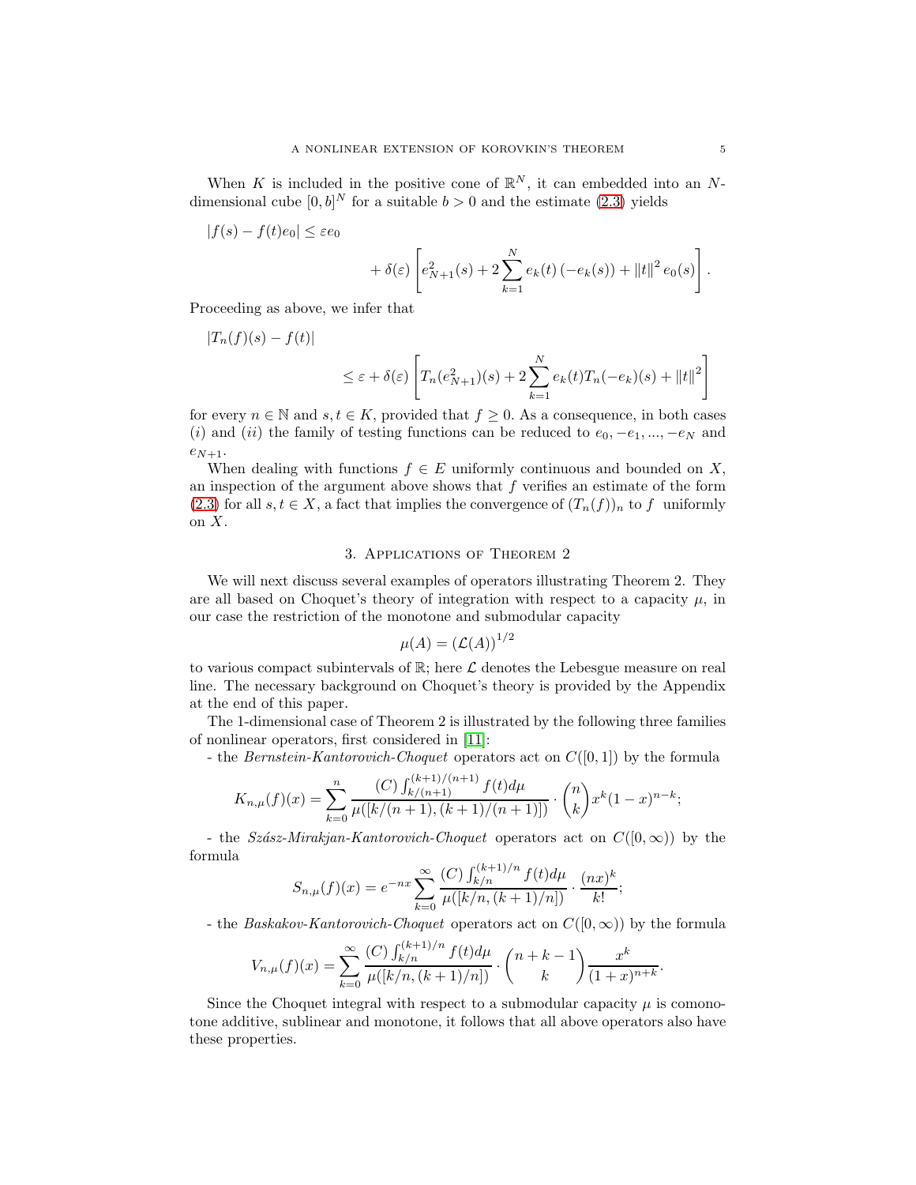When $K$ is included in the positive cone of $\mathbb{R}^N$, it can embedded into an $N$-dimensional cube $[0,b]^N$ for a suitable $b>0$ and the estimate (2.3) yields

$$|f(s)-f(t)e_0| \leq \varepsilon e_0 + \delta(\varepsilon)\left[e_{N+1}^2(s) + 2\sum_{k=1}^{N} e_k(t)\left(-e_k(s)\right) + \|t\|^2 e_0(s)\right].$$

Proceeding as above, we infer that

$$|T_n(f)(s)-f(t)| \leq \varepsilon + \delta(\varepsilon)\left[T_n(e_{N+1}^2)(s) + 2\sum_{k=1}^{N} e_k(t) T_n(-e_k)(s) + \|t\|^2\right]$$

for every $n \in \mathbb{N}$ and $s,t \in K$, provided that $f \geq 0$. As a consequence, in both cases $(i)$ and $(ii)$ the family of testing functions can be reduced to $e_0, -e_1, ..., -e_N$ and $e_{N+1}$.

When dealing with functions $f \in E$ uniformly continuous and bounded on $X$, an inspection of the argument above shows that $f$ verifies an estimate of the form (2.3) for all $s,t \in X$, a fact that implies the convergence of $(T_n(f))_n$ to $f$ uniformly on $X$.

## 3. Applications of Theorem 2

We will next discuss several examples of operators illustrating Theorem 2. They are all based on Choquet's theory of integration with respect to a capacity $\mu$, in our case the restriction of the monotone and submodular capacity

$$\mu(A) = \left(\mathcal{L}(A)\right)^{1/2}$$

to various compact subintervals of $\mathbb{R}$; here $\mathcal{L}$ denotes the Lebesgue measure on real line. The necessary background on Choquet's theory is provided by the Appendix at the end of this paper.

The 1-dimensional case of Theorem 2 is illustrated by the following three families of nonlinear operators, first considered in [11]:

- the *Bernstein-Kantorovich-Choquet* operators act on $C([0,1])$ by the formula

$$K_{n,\mu}(f)(x) = \sum_{k=0}^{n} \frac{(C)\int_{k/(n+1)}^{(k+1)/(n+1)} f(t)d\mu}{\mu([k/(n+1),(k+1)/(n+1)])} \cdot \binom{n}{k} x^k (1-x)^{n-k};$$

- the *Szász-Mirakjan-Kantorovich-Choquet* operators act on $C([0,\infty))$ by the formula

$$S_{n,\mu}(f)(x) = e^{-nx} \sum_{k=0}^{\infty} \frac{(C)\int_{k/n}^{(k+1)/n} f(t)d\mu}{\mu([k/n,(k+1)/n])} \cdot \frac{(nx)^k}{k!};$$

- the *Baskakov-Kantorovich-Choquet* operators act on $C([0,\infty))$ by the formula

$$V_{n,\mu}(f)(x) = \sum_{k=0}^{\infty} \frac{(C)\int_{k/n}^{(k+1)/n} f(t)d\mu}{\mu([k/n,(k+1)/n])} \cdot \binom{n+k-1}{k} \frac{x^k}{(1+x)^{n+k}}.$$

Since the Choquet integral with respect to a submodular capacity $\mu$ is comonotone additive, sublinear and monotone, it follows that all above operators also have these properties.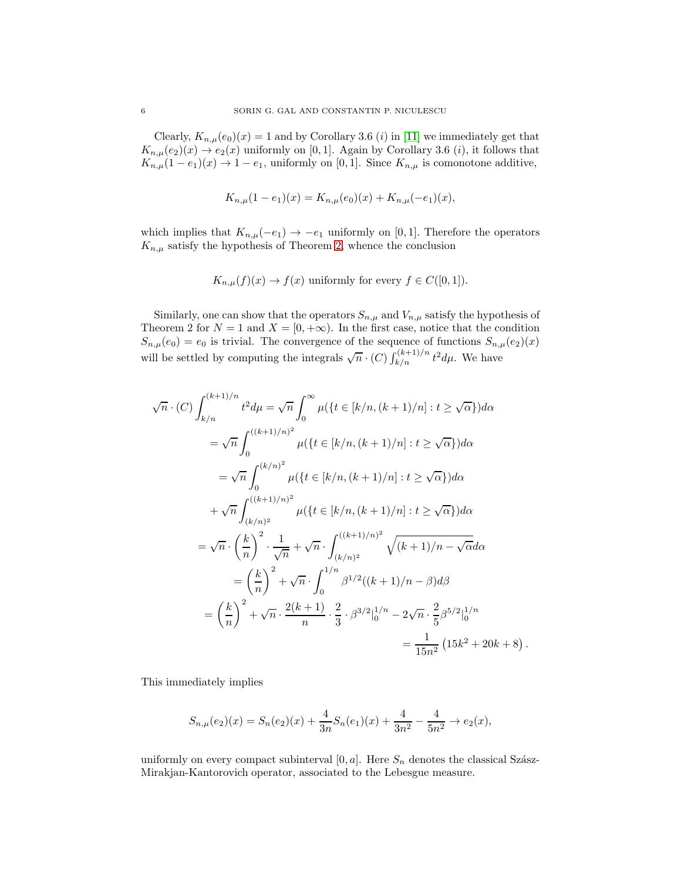Clearly, $K_{n,\mu}(e_0)(x) = 1$ and by Corollary 3.6 (*i*) in [11] we immediately get that $K_{n,\mu}(e_2)(x) \to e_2(x)$ uniformly on $[0, 1]$. Again by Corollary 3.6 (*i*), it follows that $K_{n,\mu}(1 - e_1)(x) \to 1 - e_1$, uniformly on $[0, 1]$. Since $K_{n,\mu}$ is comonotone additive,

$$K_{n,\mu}(1 - e_1)(x) = K_{n,\mu}(e_0)(x) + K_{n,\mu}(-e_1)(x),$$

which implies that $K_{n,\mu}(-e_1) \to -e_1$ uniformly on $[0, 1]$. Therefore the operators $K_{n,\mu}$ satisfy the hypothesis of Theorem 2, whence the conclusion

$$K_{n,\mu}(f)(x) \to f(x) \text{ uniformly for every } f \in C([0, 1]).$$

Similarly, one can show that the operators $S_{n,\mu}$ and $V_{n,\mu}$ satisfy the hypothesis of Theorem 2 for $N = 1$ and $X = [0, +\infty)$. In the first case, notice that the condition $S_{n,\mu}(e_0) = e_0$ is trivial. The convergence of the sequence of functions $S_{n,\mu}(e_2)(x)$ will be settled by computing the integrals $\sqrt{n} \cdot (C) \int_{k/n}^{(k+1)/n} t^2 d\mu$. We have

$$\begin{aligned}
\sqrt{n} \cdot (C) \int_{k/n}^{(k+1)/n} t^2 d\mu &= \sqrt{n} \int_0^{\infty} \mu(\{t \in [k/n, (k+1)/n] : t \geq \sqrt{\alpha}\}) d\alpha \\
&= \sqrt{n} \int_0^{((k+1)/n)^2} \mu(\{t \in [k/n, (k+1)/n] : t \geq \sqrt{\alpha}\}) d\alpha \\
&= \sqrt{n} \int_0^{(k/n)^2} \mu(\{t \in [k/n, (k+1)/n] : t \geq \sqrt{\alpha}\}) d\alpha \\
&+ \sqrt{n} \int_{(k/n)^2}^{((k+1)/n)^2} \mu(\{t \in [k/n, (k+1)/n] : t \geq \sqrt{\alpha}\}) d\alpha \\
&= \sqrt{n} \cdot \left(\frac{k}{n}\right)^2 \cdot \frac{1}{\sqrt{n}} + \sqrt{n} \cdot \int_{(k/n)^2}^{((k+1)/n)^2} \sqrt{(k+1)/n - \sqrt{\alpha}} d\alpha \\
&= \left(\frac{k}{n}\right)^2 + \sqrt{n} \cdot \int_0^{1/n} \beta^{1/2}((k+1)/n - \beta) d\beta \\
&= \left(\frac{k}{n}\right)^2 + \sqrt{n} \cdot \frac{2(k+1)}{n} \cdot \frac{2}{3} \cdot \beta^{3/2}|_0^{1/n} - 2\sqrt{n} \cdot \frac{2}{5} \beta^{5/2}|_0^{1/n} \\
&= \frac{1}{15n^2}\left(15k^2 + 20k + 8\right).
\end{aligned}$$

This immediately implies

$$S_{n,\mu}(e_2)(x) = S_n(e_2)(x) + \frac{4}{3n} S_n(e_1)(x) + \frac{4}{3n^2} - \frac{4}{5n^2} \to e_2(x),$$

uniformly on every compact subinterval $[0, a]$. Here $S_n$ denotes the classical Szász-Mirakjan-Kantorovich operator, associated to the Lebesgue measure.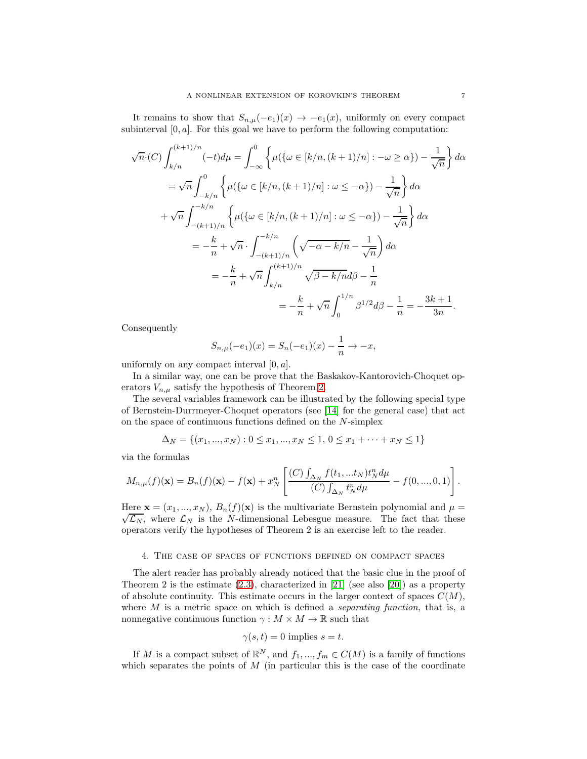It remains to show that $S_{n,\mu}(-e_1)(x) \to -e_1(x)$, uniformly on every compact subinterval $[0,a]$. For this goal we have to perform the following computation:

$$
\begin{aligned}
\sqrt{n}\cdot(C)\int_{k/n}^{(k+1)/n}(-t)d\mu &= \int_{-\infty}^{0}\left\{\mu(\{\omega\in[k/n,(k+1)/n]:-\omega\geq\alpha\})-\frac{1}{\sqrt{n}}\right\}d\alpha \\
&= \sqrt{n}\int_{-k/n}^{0}\left\{\mu(\{\omega\in[k/n,(k+1)/n]:\omega\leq-\alpha\})-\frac{1}{\sqrt{n}}\right\}d\alpha \\
&+ \sqrt{n}\int_{-(k+1)/n}^{-k/n}\left\{\mu(\{\omega\in[k/n,(k+1)/n]:\omega\leq-\alpha\})-\frac{1}{\sqrt{n}}\right\}d\alpha \\
&= -\frac{k}{n}+\sqrt{n}\cdot\int_{-(k+1)/n}^{-k/n}\left(\sqrt{-\alpha-k/n}-\frac{1}{\sqrt{n}}\right)d\alpha \\
&= -\frac{k}{n}+\sqrt{n}\int_{k/n}^{(k+1)/n}\sqrt{\beta-k/n}d\beta-\frac{1}{n} \\
&= -\frac{k}{n}+\sqrt{n}\int_{0}^{1/n}\beta^{1/2}d\beta-\frac{1}{n}=-\frac{3k+1}{3n}.
\end{aligned}
$$

Consequently

$$
S_{n,\mu}(-e_1)(x)=S_n(-e_1)(x)-\frac{1}{n}\to -x,
$$

uniformly on any compact interval $[0,a]$.

In a similar way, one can be prove that the Baskakov-Kantorovich-Choquet operators $V_{n,\mu}$ satisfy the hypothesis of Theorem 2.

The several variables framework can be illustrated by the following special type of Bernstein-Durrmeyer-Choquet operators (see [14] for the general case) that act on the space of continuous functions defined on the $N$-simplex

$$
\Delta_N=\{(x_1,...,x_N):0\leq x_1,...,x_N\leq 1,\ 0\leq x_1+\cdots+x_N\leq 1\}
$$

via the formulas

$$
M_{n,\mu}(f)(\mathbf{x})=B_n(f)(\mathbf{x})-f(\mathbf{x})+x_N^n\left[\frac{(C)\int_{\Delta_N}f(t_1,...t_N)t_N^n d\mu}{(C)\int_{\Delta_N}t_N^n d\mu}-f(0,...,0,1)\right].
$$

Here $\mathbf{x}=(x_1,...,x_N)$, $B_n(f)(\mathbf{x})$ is the multivariate Bernstein polynomial and $\mu=\sqrt{\mathcal{L}_N}$, where $\mathcal{L}_N$ is the $N$-dimensional Lebesgue measure. The fact that these operators verify the hypotheses of Theorem 2 is an exercise left to the reader.

## 4. The case of spaces of functions defined on compact spaces

The alert reader has probably already noticed that the basic clue in the proof of Theorem 2 is the estimate (2.3), characterized in [21] (see also [20]) as a property of absolute continuity. This estimate occurs in the larger context of spaces $C(M)$, where $M$ is a metric space on which is defined a *separating function*, that is, a nonnegative continuous function $\gamma: M\times M\to\mathbb{R}$ such that

$$
\gamma(s,t)=0 \text{ implies } s=t.
$$

If $M$ is a compact subset of $\mathbb{R}^N$, and $f_1,...,f_m\in C(M)$ is a family of functions which separates the points of $M$ (in particular this is the case of the coordinate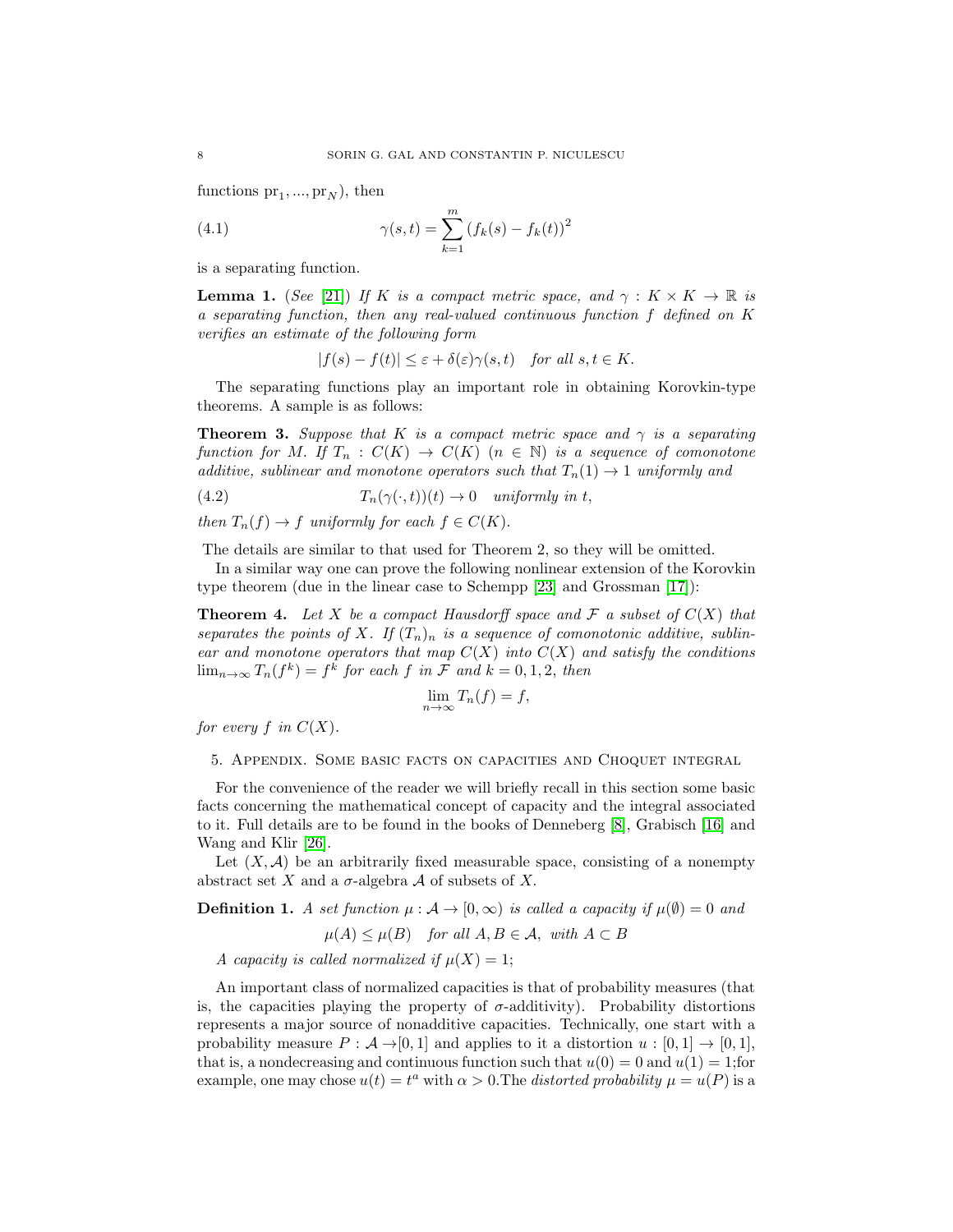functions $\mathrm{pr}_1, ..., \mathrm{pr}_N$), then

$$\gamma(s,t) = \sum_{k=1}^{m} (f_k(s) - f_k(t))^2 \tag{4.1}$$

is a separating function.

**Lemma 1.** (*See* [21]) *If $K$ is a compact metric space, and $\gamma : K \times K \to \mathbb{R}$ is a separating function, then any real-valued continuous function $f$ defined on $K$ verifies an estimate of the following form*

$$|f(s) - f(t)| \leq \varepsilon + \delta(\varepsilon)\gamma(s,t) \quad \textit{for all } s, t \in K.$$

The separating functions play an important role in obtaining Korovkin-type theorems. A sample is as follows:

**Theorem 3.** *Suppose that $K$ is a compact metric space and $\gamma$ is a separating function for $M$. If $T_n : C(K) \to C(K)$ $(n \in \mathbb{N})$ is a sequence of comonotone additive, sublinear and monotone operators such that $T_n(1) \to 1$ uniformly and*

$$T_n(\gamma(\cdot, t))(t) \to 0 \quad \textit{uniformly in } t, \tag{4.2}$$

*then $T_n(f) \to f$ uniformly for each $f \in C(K)$.*

The details are similar to that used for Theorem 2, so they will be omitted.

In a similar way one can prove the following nonlinear extension of the Korovkin type theorem (due in the linear case to Schempp [23] and Grossman [17]):

**Theorem 4.** *Let $X$ be a compact Hausdorff space and $\mathcal{F}$ a subset of $C(X)$ that separates the points of $X$. If $(T_n)_n$ is a sequence of comonotonic additive, sublinear and monotone operators that map $C(X)$ into $C(X)$ and satisfy the conditions $\lim_{n\to\infty} T_n(f^k) = f^k$ for each $f$ in $\mathcal{F}$ and $k = 0, 1, 2$, then*

$$\lim_{n\to\infty} T_n(f) = f,$$

*for every $f$ in $C(X)$.*

## 5. Appendix. Some basic facts on capacities and Choquet integral

For the convenience of the reader we will briefly recall in this section some basic facts concerning the mathematical concept of capacity and the integral associated to it. Full details are to be found in the books of Denneberg [8], Grabisch [16] and Wang and Klir [26].

Let $(X, \mathcal{A})$ be an arbitrarily fixed measurable space, consisting of a nonempty abstract set $X$ and a $\sigma$-algebra $\mathcal{A}$ of subsets of $X$.

**Definition 1.** *A set function $\mu : \mathcal{A} \to [0, \infty)$ is called a capacity if $\mu(\emptyset) = 0$ and*

$$\mu(A) \leq \mu(B) \quad \textit{for all } A, B \in \mathcal{A}, \textit{ with } A \subset B$$

*A capacity is called normalized if $\mu(X) = 1$;*

An important class of normalized capacities is that of probability measures (that is, the capacities playing the property of $\sigma$-additivity). Probability distortions represents a major source of nonadditive capacities. Technically, one start with a probability measure $P : \mathcal{A} \to [0, 1]$ and applies to it a distortion $u : [0, 1] \to [0, 1]$, that is, a nondecreasing and continuous function such that $u(0) = 0$ and $u(1) = 1$;for example, one may chose $u(t) = t^a$ with $\alpha > 0$.The *distorted probability* $\mu = u(P)$ is a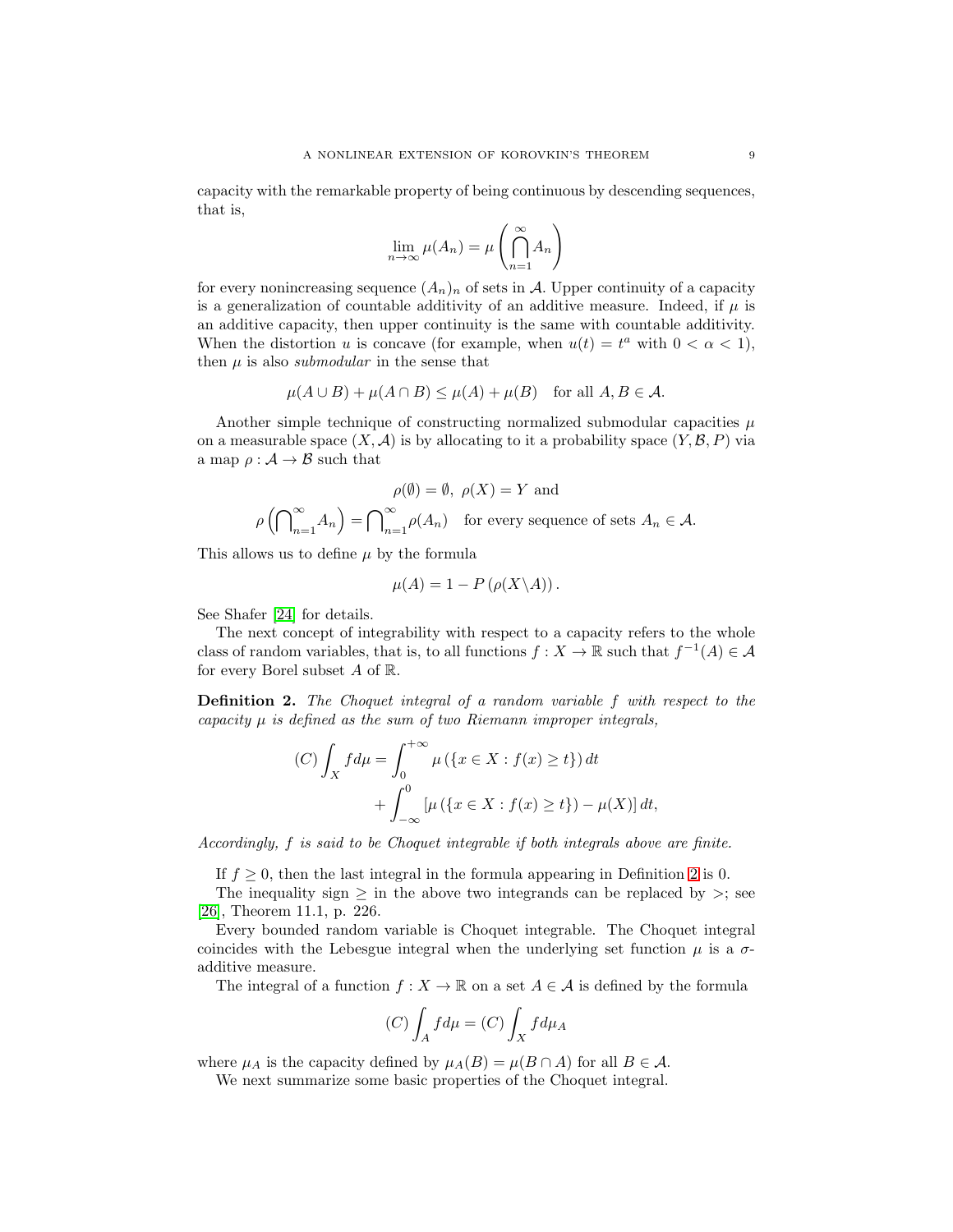capacity with the remarkable property of being continuous by descending sequences, that is,

$$\lim_{n\to\infty} \mu(A_n) = \mu\left(\bigcap_{n=1}^{\infty} A_n\right)$$

for every nonincreasing sequence $(A_n)_n$ of sets in $\mathcal{A}$. Upper continuity of a capacity is a generalization of countable additivity of an additive measure. Indeed, if $\mu$ is an additive capacity, then upper continuity is the same with countable additivity. When the distortion $u$ is concave (for example, when $u(t) = t^a$ with $0 < \alpha < 1$), then $\mu$ is also *submodular* in the sense that

$$\mu(A \cup B) + \mu(A \cap B) \leq \mu(A) + \mu(B) \quad \text{for all } A, B \in \mathcal{A}.$$

Another simple technique of constructing normalized submodular capacities $\mu$ on a measurable space $(X, \mathcal{A})$ is by allocating to it a probability space $(Y, \mathcal{B}, P)$ via a map $\rho : \mathcal{A} \to \mathcal{B}$ such that

$$\rho(\emptyset) = \emptyset,\ \rho(X) = Y \text{ and}$$

$$\rho\left(\bigcap\nolimits_{n=1}^{\infty} A_n\right) = \bigcap\nolimits_{n=1}^{\infty} \rho(A_n) \quad \text{for every sequence of sets } A_n \in \mathcal{A}.$$

This allows us to define $\mu$ by the formula

$$\mu(A) = 1 - P\left(\rho(X \backslash A)\right).$$

See Shafer [24] for details.

The next concept of integrability with respect to a capacity refers to the whole class of random variables, that is, to all functions $f : X \to \mathbb{R}$ such that $f^{-1}(A) \in \mathcal{A}$ for every Borel subset $A$ of $\mathbb{R}$.

**Definition 2.** *The Choquet integral of a random variable $f$ with respect to the capacity $\mu$ is defined as the sum of two Riemann improper integrals,*

$$(C)\int_X f d\mu = \int_0^{+\infty} \mu\left(\{x \in X : f(x) \geq t\}\right) dt + \int_{-\infty}^{0} \left[\mu\left(\{x \in X : f(x) \geq t\}\right) - \mu(X)\right] dt,$$

*Accordingly, $f$ is said to be Choquet integrable if both integrals above are finite.*

If $f \geq 0$, then the last integral in the formula appearing in Definition 2 is 0.

The inequality sign $\geq$ in the above two integrands can be replaced by $>$; see [26], Theorem 11.1, p. 226.

Every bounded random variable is Choquet integrable. The Choquet integral coincides with the Lebesgue integral when the underlying set function $\mu$ is a $\sigma$-additive measure.

The integral of a function $f : X \to \mathbb{R}$ on a set $A \in \mathcal{A}$ is defined by the formula

$$(C)\int_A f d\mu = (C)\int_X f d\mu_A$$

where $\mu_A$ is the capacity defined by $\mu_A(B) = \mu(B \cap A)$ for all $B \in \mathcal{A}$.

We next summarize some basic properties of the Choquet integral.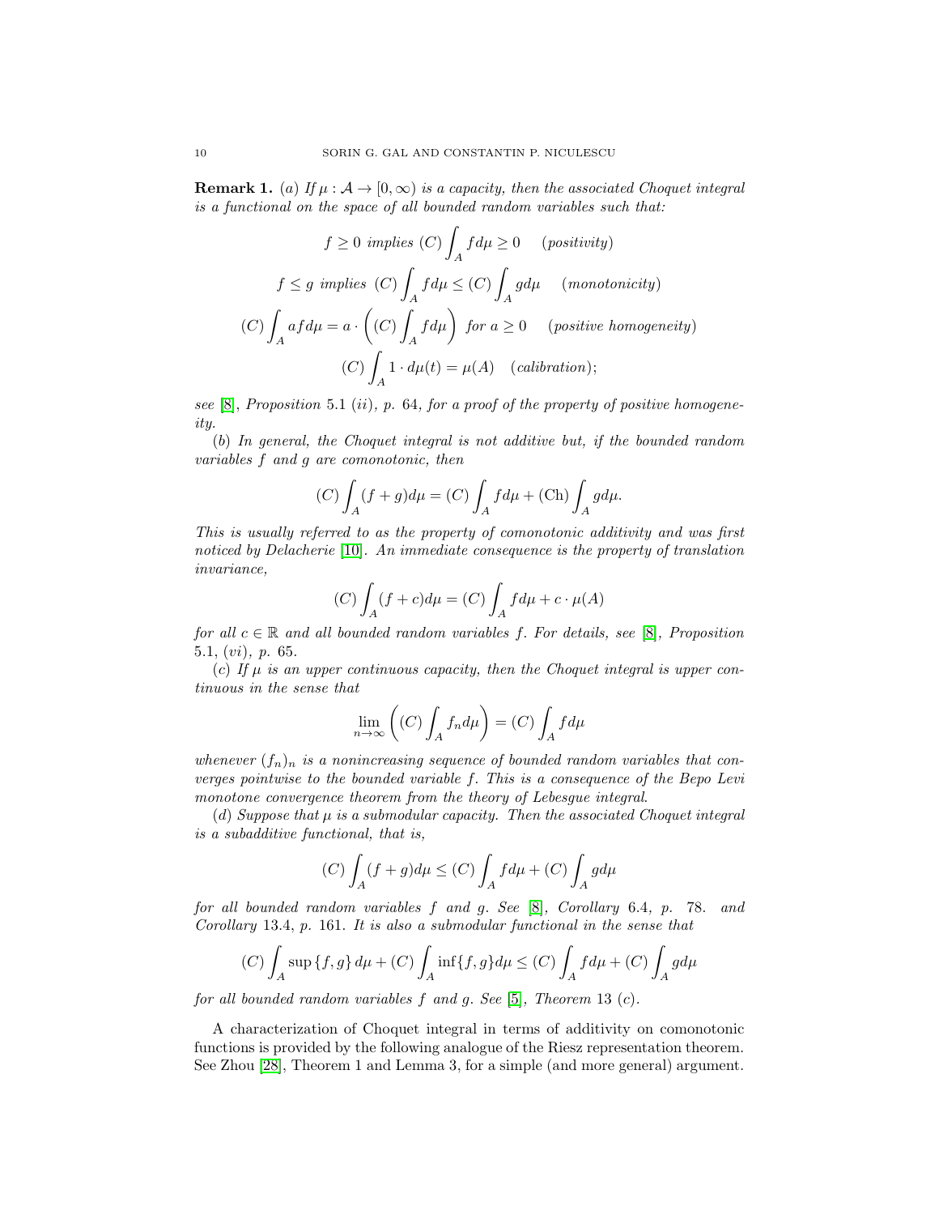**Remark 1.** *(a) If $\mu : \mathcal{A} \to [0, \infty)$ is a capacity, then the associated Choquet integral is a functional on the space of all bounded random variables such that:*

$$f \geq 0 \text{ implies } (C)\int_A f d\mu \geq 0 \quad (\textit{positivity})$$

$$f \leq g \text{ implies } (C)\int_A f d\mu \leq (C)\int_A g d\mu \quad (\textit{monotonicity})$$

$$(C)\int_A af d\mu = a \cdot \left( (C)\int_A f d\mu \right) \text{ for } a \geq 0 \quad (\textit{positive homogeneity})$$

$$(C)\int_A 1 \cdot d\mu(t) = \mu(A) \quad (\textit{calibration});$$

*see [8], Proposition 5.1 (ii), p. 64, for a proof of the property of positive homogeneity.*

*(b) In general, the Choquet integral is not additive but, if the bounded random variables $f$ and $g$ are comonotonic, then*

$$(C)\int_A (f+g) d\mu = (C)\int_A f d\mu + (\mathrm{Ch})\int_A g d\mu.$$

*This is usually referred to as the property of comonotonic additivity and was first noticed by Delacherie [10]. An immediate consequence is the property of translation invariance,*

$$(C)\int_A (f+c) d\mu = (C)\int_A f d\mu + c \cdot \mu(A)$$

*for all $c \in \mathbb{R}$ and all bounded random variables $f$. For details, see [8], Proposition 5.1, (vi), p. 65.*

*(c) If $\mu$ is an upper continuous capacity, then the Choquet integral is upper continuous in the sense that*

$$\lim_{n \to \infty} \left( (C)\int_A f_n d\mu \right) = (C)\int_A f d\mu$$

*whenever $(f_n)_n$ is a nonincreasing sequence of bounded random variables that converges pointwise to the bounded variable $f$. This is a consequence of the Bepo Levi monotone convergence theorem from the theory of Lebesgue integral.*

*(d) Suppose that $\mu$ is a submodular capacity. Then the associated Choquet integral is a subadditive functional, that is,*

$$(C)\int_A (f+g) d\mu \leq (C)\int_A f d\mu + (C)\int_A g d\mu$$

*for all bounded random variables $f$ and $g$. See [8], Corollary 6.4, p. 78. and Corollary 13.4, p. 161. It is also a submodular functional in the sense that*

$$(C)\int_A \sup\{f, g\} d\mu + (C)\int_A \inf\{f, g\} d\mu \leq (C)\int_A f d\mu + (C)\int_A g d\mu$$

*for all bounded random variables $f$ and $g$. See [5], Theorem 13 (c).*

A characterization of Choquet integral in terms of additivity on comonotonic functions is provided by the following analogue of the Riesz representation theorem. See Zhou [28], Theorem 1 and Lemma 3, for a simple (and more general) argument.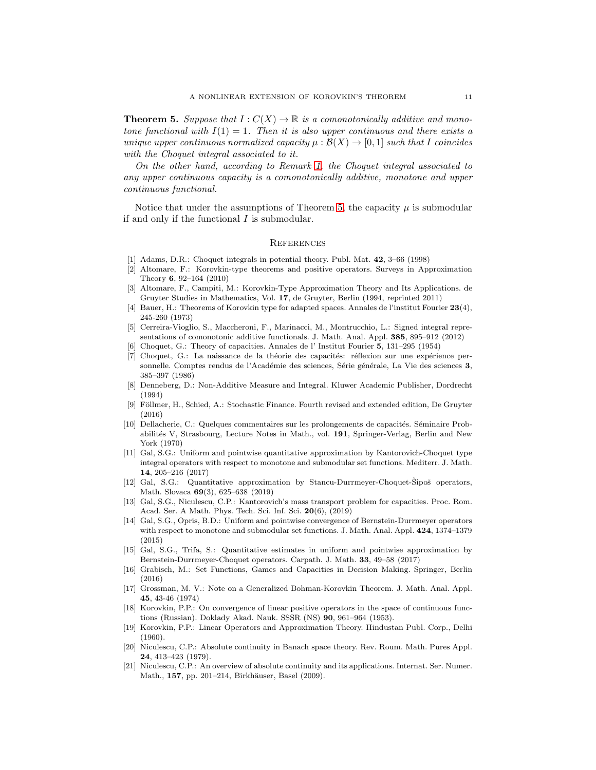**Theorem 5.** *Suppose that $I : C(X) \to \mathbb{R}$ is a comonotonically additive and monotone functional with $I(1) = 1$. Then it is also upper continuous and there exists a unique upper continuous normalized capacity $\mu : \mathcal{B}(X) \to [0, 1]$ such that $I$ coincides with the Choquet integral associated to it.*

*On the other hand, according to Remark 1, the Choquet integral associated to any upper continuous capacity is a comonotonically additive, monotone and upper continuous functional.*

Notice that under the assumptions of Theorem 5, the capacity $\mu$ is submodular if and only if the functional $I$ is submodular.

## References

[1] Adams, D.R.: Choquet integrals in potential theory. Publ. Mat. **42**, 3–66 (1998)

[2] Altomare, F.: Korovkin-type theorems and positive operators. Surveys in Approximation Theory **6**, 92–164 (2010)

[3] Altomare, F., Campiti, M.: Korovkin-Type Approximation Theory and Its Applications. de Gruyter Studies in Mathematics, Vol. **17**, de Gruyter, Berlin (1994, reprinted 2011)

[4] Bauer, H.: Theorems of Korovkin type for adapted spaces. Annales de l'institut Fourier **23**(4), 245-260 (1973)

[5] Cerreira-Vioglio, S., Maccheroni, F., Marinacci, M., Montrucchio, L.: Signed integral representations of comonotonic additive functionals. J. Math. Anal. Appl. **385**, 895–912 (2012)

[6] Choquet, G.: Theory of capacities. Annales de l' Institut Fourier **5**, 131–295 (1954)

[7] Choquet, G.: La naissance de la théorie des capacités: réflexion sur une expérience personnelle. Comptes rendus de l'Académie des sciences, Série générale, La Vie des sciences **3**, 385–397 (1986)

[8] Denneberg, D.: Non-Additive Measure and Integral. Kluwer Academic Publisher, Dordrecht (1994)

[9] Föllmer, H., Schied, A.: Stochastic Finance. Fourth revised and extended edition, De Gruyter (2016)

[10] Dellacherie, C.: Quelques commentaires sur les prolongements de capacités. Séminaire Probabilités V, Strasbourg, Lecture Notes in Math., vol. **191**, Springer-Verlag, Berlin and New York (1970)

[11] Gal, S.G.: Uniform and pointwise quantitative approximation by Kantorovich-Choquet type integral operators with respect to monotone and submodular set functions. Mediterr. J. Math. **14**, 205–216 (2017)

[12] Gal, S.G.: Quantitative approximation by Stancu-Durrmeyer-Choquet-Šipoš operators, Math. Slovaca **69**(3), 625–638 (2019)

[13] Gal, S.G., Niculescu, C.P.: Kantorovich's mass transport problem for capacities. Proc. Rom. Acad. Ser. A Math. Phys. Tech. Sci. Inf. Sci. **20**(6), (2019)

[14] Gal, S.G., Opris, B.D.: Uniform and pointwise convergence of Bernstein-Durrmeyer operators with respect to monotone and submodular set functions. J. Math. Anal. Appl. **424**, 1374–1379 (2015)

[15] Gal, S.G., Trifa, S.: Quantitative estimates in uniform and pointwise approximation by Bernstein-Durrmeyer-Choquet operators. Carpath. J. Math. **33**, 49–58 (2017)

[16] Grabisch, M.: Set Functions, Games and Capacities in Decision Making. Springer, Berlin (2016)

[17] Grossman, M. V.: Note on a Generalized Bohman-Korovkin Theorem. J. Math. Anal. Appl. **45**, 43-46 (1974)

[18] Korovkin, P.P.: On convergence of linear positive operators in the space of continuous functions (Russian). Doklady Akad. Nauk. SSSR (NS) **90**, 961–964 (1953).

[19] Korovkin, P.P.: Linear Operators and Approximation Theory. Hindustan Publ. Corp., Delhi (1960).

[20] Niculescu, C.P.: Absolute continuity in Banach space theory. Rev. Roum. Math. Pures Appl. **24**, 413–423 (1979).

[21] Niculescu, C.P.: An overview of absolute continuity and its applications. Internat. Ser. Numer. Math., **157**, pp. 201–214, Birkhäuser, Basel (2009).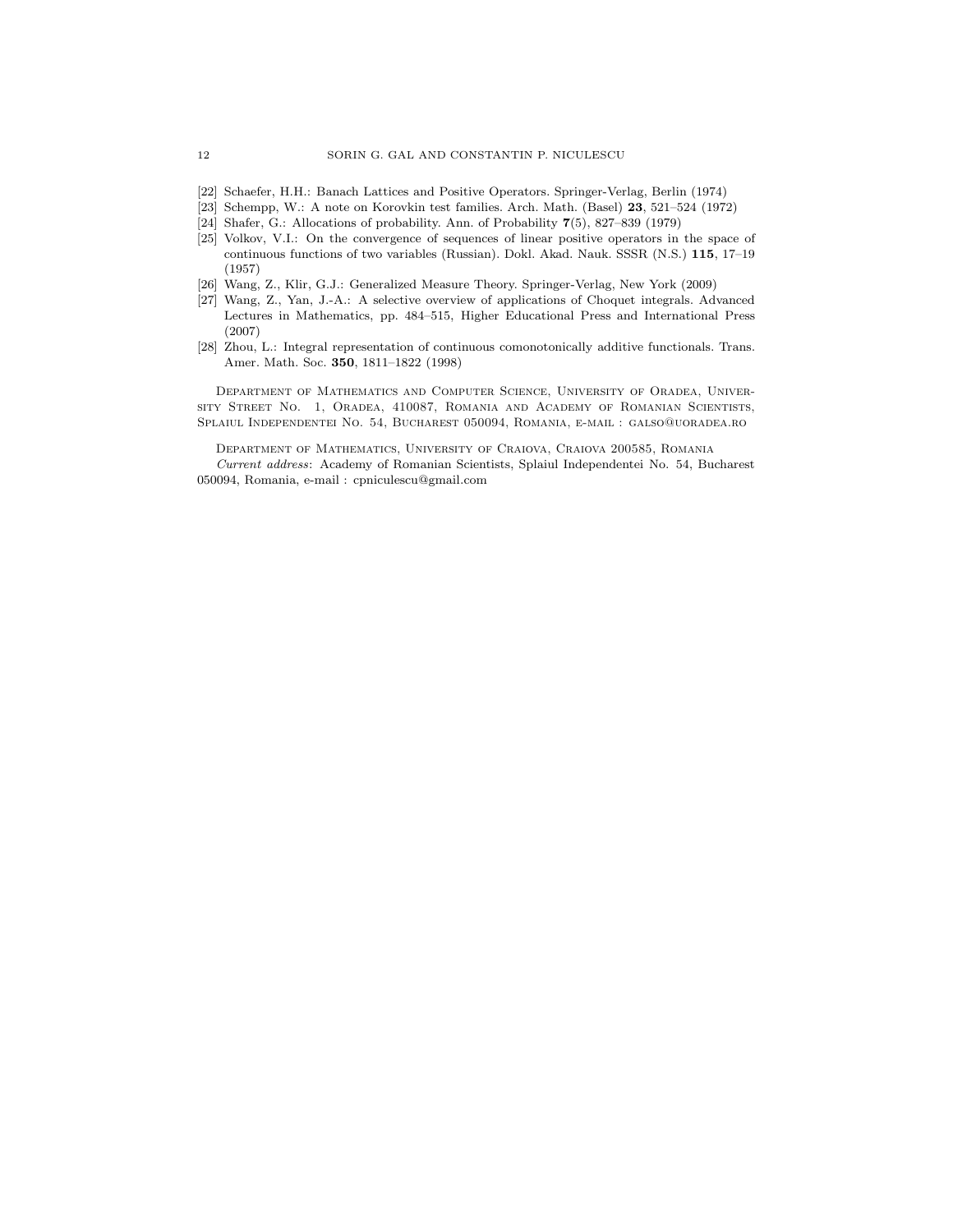[22] Schaefer, H.H.: Banach Lattices and Positive Operators. Springer-Verlag, Berlin (1974)

[23] Schempp, W.: A note on Korovkin test families. Arch. Math. (Basel) **23**, 521–524 (1972)

[24] Shafer, G.: Allocations of probability. Ann. of Probability **7**(5), 827–839 (1979)

[25] Volkov, V.I.: On the convergence of sequences of linear positive operators in the space of continuous functions of two variables (Russian). Dokl. Akad. Nauk. SSSR (N.S.) **115**, 17–19 (1957)

[26] Wang, Z., Klir, G.J.: Generalized Measure Theory. Springer-Verlag, New York (2009)

[27] Wang, Z., Yan, J.-A.: A selective overview of applications of Choquet integrals. Advanced Lectures in Mathematics, pp. 484–515, Higher Educational Press and International Press (2007)

[28] Zhou, L.: Integral representation of continuous comonotonically additive functionals. Trans. Amer. Math. Soc. **350**, 1811–1822 (1998)

Department of Mathematics and Computer Science, University of Oradea, University Street No. 1, Oradea, 410087, Romania and Academy of Romanian Scientists, Splaiul Independentei No. 54, Bucharest 050094, Romania, e-mail : galso@uoradea.ro

Department of Mathematics, University of Craiova, Craiova 200585, Romania

*Current address*: Academy of Romanian Scientists, Splaiul Independentei No. 54, Bucharest 050094, Romania, e-mail : cpniculescu@gmail.com